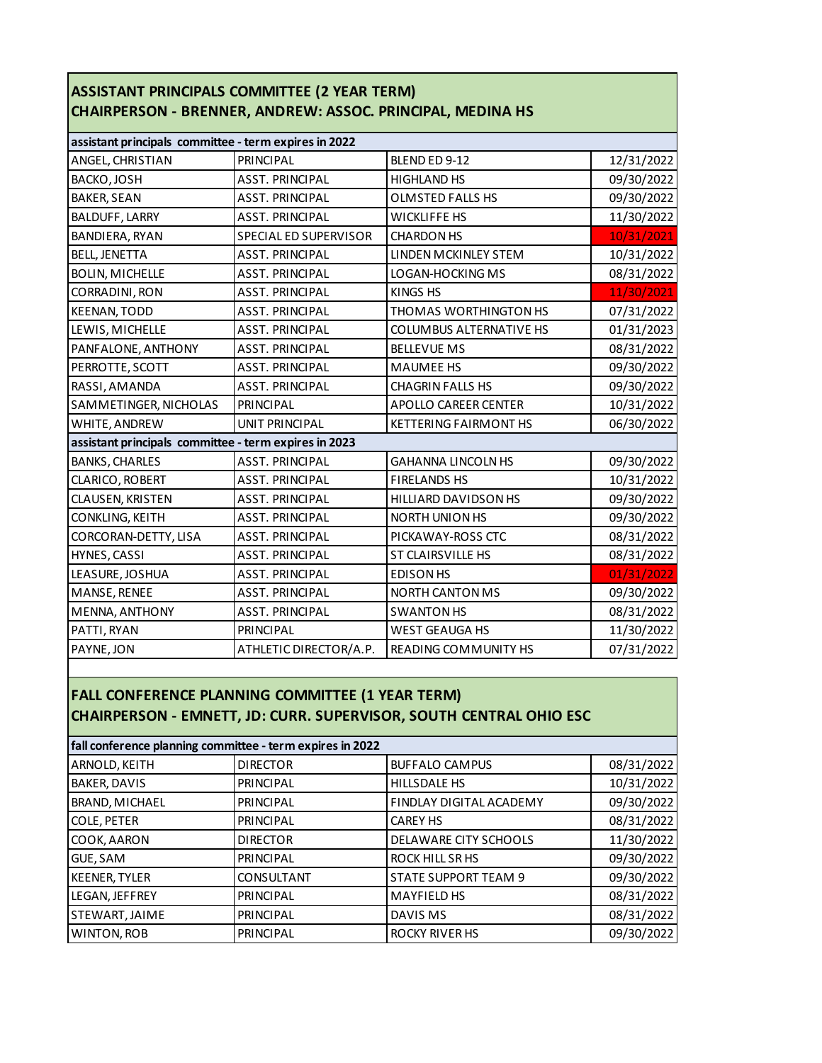## ASSISTANT PRINCIPALS COMMITTEE (2 YEAR TERM)
## CHAIRPERSON - BRENNER, ANDREW: ASSOC. PRINCIPAL, MEDINA HS

| assistant principals committee - term expires in 2022 | | | |
|---|---|---|---|
| ANGEL, CHRISTIAN | PRINCIPAL | BLEND ED 9-12 | 12/31/2022 |
| BACKO, JOSH | ASST. PRINCIPAL | HIGHLAND HS | 09/30/2022 |
| BAKER, SEAN | ASST. PRINCIPAL | OLMSTED FALLS HS | 09/30/2022 |
| BALDUFF, LARRY | ASST. PRINCIPAL | WICKLIFFE HS | 11/30/2022 |
| BANDIERA, RYAN | SPECIAL ED SUPERVISOR | CHARDON HS | 10/31/2021 |
| BELL, JENETTA | ASST. PRINCIPAL | LINDEN MCKINLEY STEM | 10/31/2022 |
| BOLIN, MICHELLE | ASST. PRINCIPAL | LOGAN-HOCKING MS | 08/31/2022 |
| CORRADINI, RON | ASST. PRINCIPAL | KINGS HS | 11/30/2021 |
| KEENAN, TODD | ASST. PRINCIPAL | THOMAS WORTHINGTON HS | 07/31/2022 |
| LEWIS, MICHELLE | ASST. PRINCIPAL | COLUMBUS ALTERNATIVE HS | 01/31/2023 |
| PANFALONE, ANTHONY | ASST. PRINCIPAL | BELLEVUE MS | 08/31/2022 |
| PERROTTE, SCOTT | ASST. PRINCIPAL | MAUMEE HS | 09/30/2022 |
| RASSI, AMANDA | ASST. PRINCIPAL | CHAGRIN FALLS HS | 09/30/2022 |
| SAMMETINGER, NICHOLAS | PRINCIPAL | APOLLO CAREER CENTER | 10/31/2022 |
| WHITE, ANDREW | UNIT PRINCIPAL | KETTERING FAIRMONT HS | 06/30/2022 |
| **assistant principals committee - term expires in 2023** | | | |
| BANKS, CHARLES | ASST. PRINCIPAL | GAHANNA LINCOLN HS | 09/30/2022 |
| CLARICO, ROBERT | ASST. PRINCIPAL | FIRELANDS HS | 10/31/2022 |
| CLAUSEN, KRISTEN | ASST. PRINCIPAL | HILLIARD DAVIDSON HS | 09/30/2022 |
| CONKLING, KEITH | ASST. PRINCIPAL | NORTH UNION HS | 09/30/2022 |
| CORCORAN-DETTY, LISA | ASST. PRINCIPAL | PICKAWAY-ROSS CTC | 08/31/2022 |
| HYNES, CASSI | ASST. PRINCIPAL | ST CLAIRSVILLE HS | 08/31/2022 |
| LEASURE, JOSHUA | ASST. PRINCIPAL | EDISON HS | 01/31/2022 |
| MANSE, RENEE | ASST. PRINCIPAL | NORTH CANTON MS | 09/30/2022 |
| MENNA, ANTHONY | ASST. PRINCIPAL | SWANTON HS | 08/31/2022 |
| PATTI, RYAN | PRINCIPAL | WEST GEAUGA HS | 11/30/2022 |
| PAYNE, JON | ATHLETIC DIRECTOR/A.P. | READING COMMUNITY HS | 07/31/2022 |

## FALL CONFERENCE PLANNING COMMITTEE (1 YEAR TERM)
## CHAIRPERSON - EMNETT, JD: CURR. SUPERVISOR, SOUTH CENTRAL OHIO ESC

| fall conference planning committee - term expires in 2022 | | | |
|---|---|---|---|
| ARNOLD, KEITH | DIRECTOR | BUFFALO CAMPUS | 08/31/2022 |
| BAKER, DAVIS | PRINCIPAL | HILLSDALE HS | 10/31/2022 |
| BRAND, MICHAEL | PRINCIPAL | FINDLAY DIGITAL ACADEMY | 09/30/2022 |
| COLE, PETER | PRINCIPAL | CAREY HS | 08/31/2022 |
| COOK, AARON | DIRECTOR | DELAWARE CITY SCHOOLS | 11/30/2022 |
| GUE, SAM | PRINCIPAL | ROCK HILL SR HS | 09/30/2022 |
| KEENER, TYLER | CONSULTANT | STATE SUPPORT TEAM 9 | 09/30/2022 |
| LEGAN, JEFFREY | PRINCIPAL | MAYFIELD HS | 08/31/2022 |
| STEWART, JAIME | PRINCIPAL | DAVIS MS | 08/31/2022 |
| WINTON, ROB | PRINCIPAL | ROCKY RIVER HS | 09/30/2022 |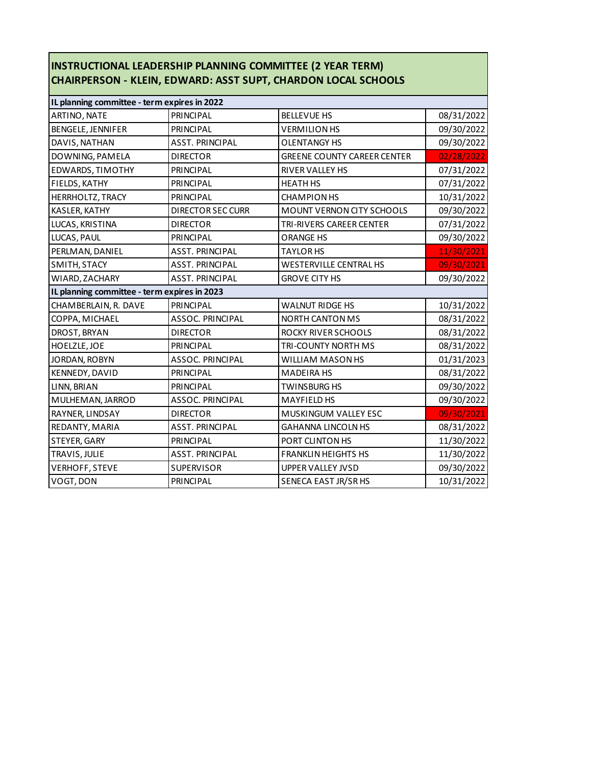| INSTRUCTIONAL LEADERSHIP PLANNING COMMITTEE (2 YEAR TERM)<br>CHAIRPERSON - KLEIN, EDWARD: ASST SUPT, CHARDON LOCAL SCHOOLS | | | |
|---|---|---|---|
| **IL planning committee - term expires in 2022** | | | |
| ARTINO, NATE | PRINCIPAL | BELLEVUE HS | 08/31/2022 |
| BENGELE, JENNIFER | PRINCIPAL | VERMILION HS | 09/30/2022 |
| DAVIS, NATHAN | ASST. PRINCIPAL | OLENTANGY HS | 09/30/2022 |
| DOWNING, PAMELA | DIRECTOR | GREENE COUNTY CAREER CENTER | 02/28/2022 |
| EDWARDS, TIMOTHY | PRINCIPAL | RIVER VALLEY HS | 07/31/2022 |
| FIELDS, KATHY | PRINCIPAL | HEATH HS | 07/31/2022 |
| HERRHOLTZ, TRACY | PRINCIPAL | CHAMPION HS | 10/31/2022 |
| KASLER, KATHY | DIRECTOR SEC CURR | MOUNT VERNON CITY SCHOOLS | 09/30/2022 |
| LUCAS, KRISTINA | DIRECTOR | TRI-RIVERS CAREER CENTER | 07/31/2022 |
| LUCAS, PAUL | PRINCIPAL | ORANGE HS | 09/30/2022 |
| PERLMAN, DANIEL | ASST. PRINCIPAL | TAYLOR HS | 11/30/2021 |
| SMITH, STACY | ASST. PRINCIPAL | WESTERVILLE CENTRAL HS | 09/30/2021 |
| WIARD, ZACHARY | ASST. PRINCIPAL | GROVE CITY HS | 09/30/2022 |
| **IL planning committee - term expires in 2023** | | | |
| CHAMBERLAIN, R. DAVE | PRINCIPAL | WALNUT RIDGE HS | 10/31/2022 |
| COPPA, MICHAEL | ASSOC. PRINCIPAL | NORTH CANTON MS | 08/31/2022 |
| DROST, BRYAN | DIRECTOR | ROCKY RIVER SCHOOLS | 08/31/2022 |
| HOELZLE, JOE | PRINCIPAL | TRI-COUNTY NORTH MS | 08/31/2022 |
| JORDAN, ROBYN | ASSOC. PRINCIPAL | WILLIAM MASON HS | 01/31/2023 |
| KENNEDY, DAVID | PRINCIPAL | MADEIRA HS | 08/31/2022 |
| LINN, BRIAN | PRINCIPAL | TWINSBURG HS | 09/30/2022 |
| MULHEMAN, JARROD | ASSOC. PRINCIPAL | MAYFIELD HS | 09/30/2022 |
| RAYNER, LINDSAY | DIRECTOR | MUSKINGUM VALLEY ESC | 09/30/2021 |
| REDANTY, MARIA | ASST. PRINCIPAL | GAHANNA LINCOLN HS | 08/31/2022 |
| STEYER, GARY | PRINCIPAL | PORT CLINTON HS | 11/30/2022 |
| TRAVIS, JULIE | ASST. PRINCIPAL | FRANKLIN HEIGHTS HS | 11/30/2022 |
| VERHOFF, STEVE | SUPERVISOR | UPPER VALLEY JVSD | 09/30/2022 |
| VOGT, DON | PRINCIPAL | SENECA EAST JR/SR HS | 10/31/2022 |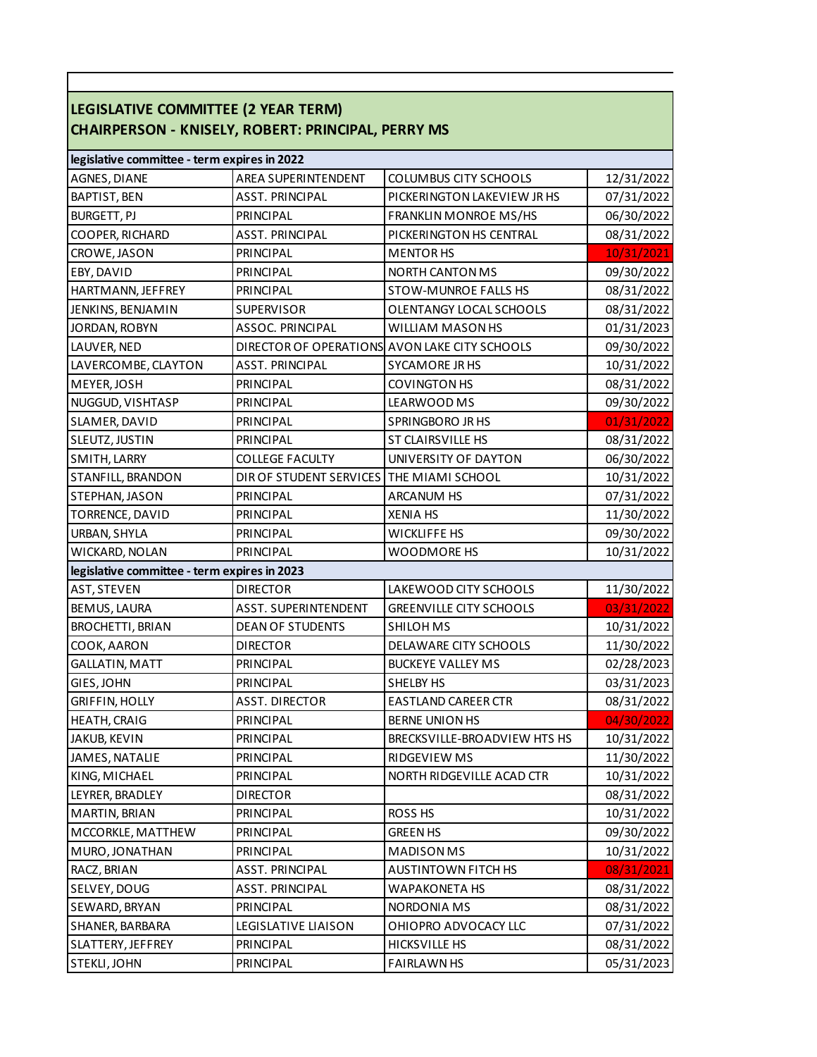**LEGISLATIVE COMMITTEE (2 YEAR TERM)**
**CHAIRPERSON - KNISELY, ROBERT: PRINCIPAL, PERRY MS**

| | | | |
|---|---|---|---|
| **legislative committee - term expires in 2022** | | | |
| AGNES, DIANE | AREA SUPERINTENDENT | COLUMBUS CITY SCHOOLS | 12/31/2022 |
| BAPTIST, BEN | ASST. PRINCIPAL | PICKERINGTON LAKEVIEW JR HS | 07/31/2022 |
| BURGETT, PJ | PRINCIPAL | FRANKLIN MONROE MS/HS | 06/30/2022 |
| COOPER, RICHARD | ASST. PRINCIPAL | PICKERINGTON HS CENTRAL | 08/31/2022 |
| CROWE, JASON | PRINCIPAL | MENTOR HS | 10/31/2021 |
| EBY, DAVID | PRINCIPAL | NORTH CANTON MS | 09/30/2022 |
| HARTMANN, JEFFREY | PRINCIPAL | STOW-MUNROE FALLS HS | 08/31/2022 |
| JENKINS, BENJAMIN | SUPERVISOR | OLENTANGY LOCAL SCHOOLS | 08/31/2022 |
| JORDAN, ROBYN | ASSOC. PRINCIPAL | WILLIAM MASON HS | 01/31/2023 |
| LAUVER, NED | DIRECTOR OF OPERATIONS | AVON LAKE CITY SCHOOLS | 09/30/2022 |
| LAVERCOMBE, CLAYTON | ASST. PRINCIPAL | SYCAMORE JR HS | 10/31/2022 |
| MEYER, JOSH | PRINCIPAL | COVINGTON HS | 08/31/2022 |
| NUGGUD, VISHTASP | PRINCIPAL | LEARWOOD MS | 09/30/2022 |
| SLAMER, DAVID | PRINCIPAL | SPRINGBORO JR HS | 01/31/2022 |
| SLEUTZ, JUSTIN | PRINCIPAL | ST CLAIRSVILLE HS | 08/31/2022 |
| SMITH, LARRY | COLLEGE FACULTY | UNIVERSITY OF DAYTON | 06/30/2022 |
| STANFILL, BRANDON | DIR OF STUDENT SERVICES | THE MIAMI SCHOOL | 10/31/2022 |
| STEPHAN, JASON | PRINCIPAL | ARCANUM HS | 07/31/2022 |
| TORRENCE, DAVID | PRINCIPAL | XENIA HS | 11/30/2022 |
| URBAN, SHYLA | PRINCIPAL | WICKLIFFE HS | 09/30/2022 |
| WICKARD, NOLAN | PRINCIPAL | WOODMORE HS | 10/31/2022 |
| **legislative committee - term expires in 2023** | | | |
| AST, STEVEN | DIRECTOR | LAKEWOOD CITY SCHOOLS | 11/30/2022 |
| BEMUS, LAURA | ASST. SUPERINTENDENT | GREENVILLE CITY SCHOOLS | 03/31/2022 |
| BROCHETTI, BRIAN | DEAN OF STUDENTS | SHILOH MS | 10/31/2022 |
| COOK, AARON | DIRECTOR | DELAWARE CITY SCHOOLS | 11/30/2022 |
| GALLATIN, MATT | PRINCIPAL | BUCKEYE VALLEY MS | 02/28/2023 |
| GIES, JOHN | PRINCIPAL | SHELBY HS | 03/31/2023 |
| GRIFFIN, HOLLY | ASST. DIRECTOR | EASTLAND CAREER CTR | 08/31/2022 |
| HEATH, CRAIG | PRINCIPAL | BERNE UNION HS | 04/30/2022 |
| JAKUB, KEVIN | PRINCIPAL | BRECKSVILLE-BROADVIEW HTS HS | 10/31/2022 |
| JAMES, NATALIE | PRINCIPAL | RIDGEVIEW MS | 11/30/2022 |
| KING, MICHAEL | PRINCIPAL | NORTH RIDGEVILLE ACAD CTR | 10/31/2022 |
| LEYRER, BRADLEY | DIRECTOR | | 08/31/2022 |
| MARTIN, BRIAN | PRINCIPAL | ROSS HS | 10/31/2022 |
| MCCORKLE, MATTHEW | PRINCIPAL | GREEN HS | 09/30/2022 |
| MURO, JONATHAN | PRINCIPAL | MADISON MS | 10/31/2022 |
| RACZ, BRIAN | ASST. PRINCIPAL | AUSTINTOWN FITCH HS | 08/31/2021 |
| SELVEY, DOUG | ASST. PRINCIPAL | WAPAKONETA HS | 08/31/2022 |
| SEWARD, BRYAN | PRINCIPAL | NORDONIA MS | 08/31/2022 |
| SHANER, BARBARA | LEGISLATIVE LIAISON | OHIOPRO ADVOCACY LLC | 07/31/2022 |
| SLATTERY, JEFFREY | PRINCIPAL | HICKSVILLE HS | 08/31/2022 |
| STEKLI, JOHN | PRINCIPAL | FAIRLAWN HS | 05/31/2023 |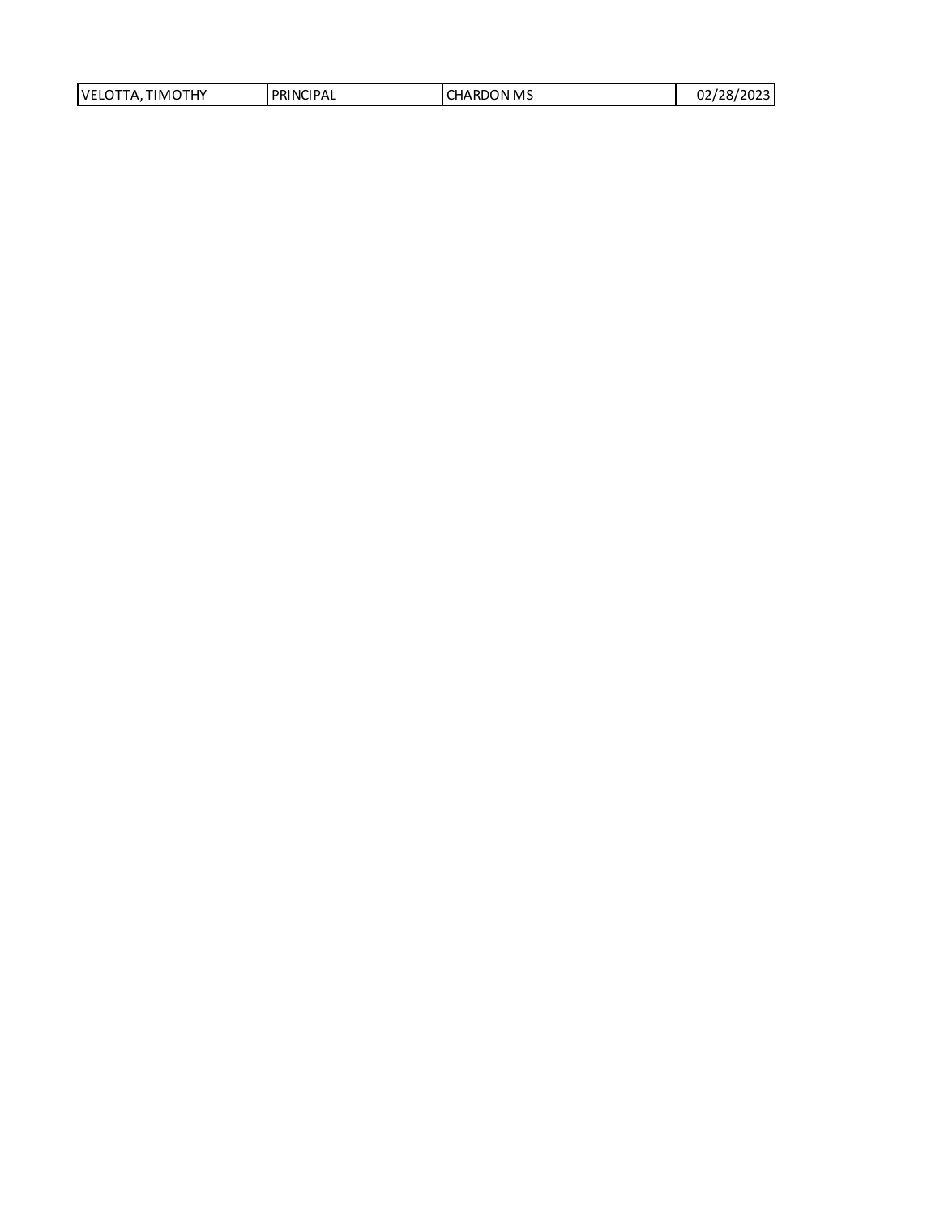| VELOTTA, TIMOTHY | PRINCIPAL | CHARDON MS | 02/28/2023 |
|---|---|---|---|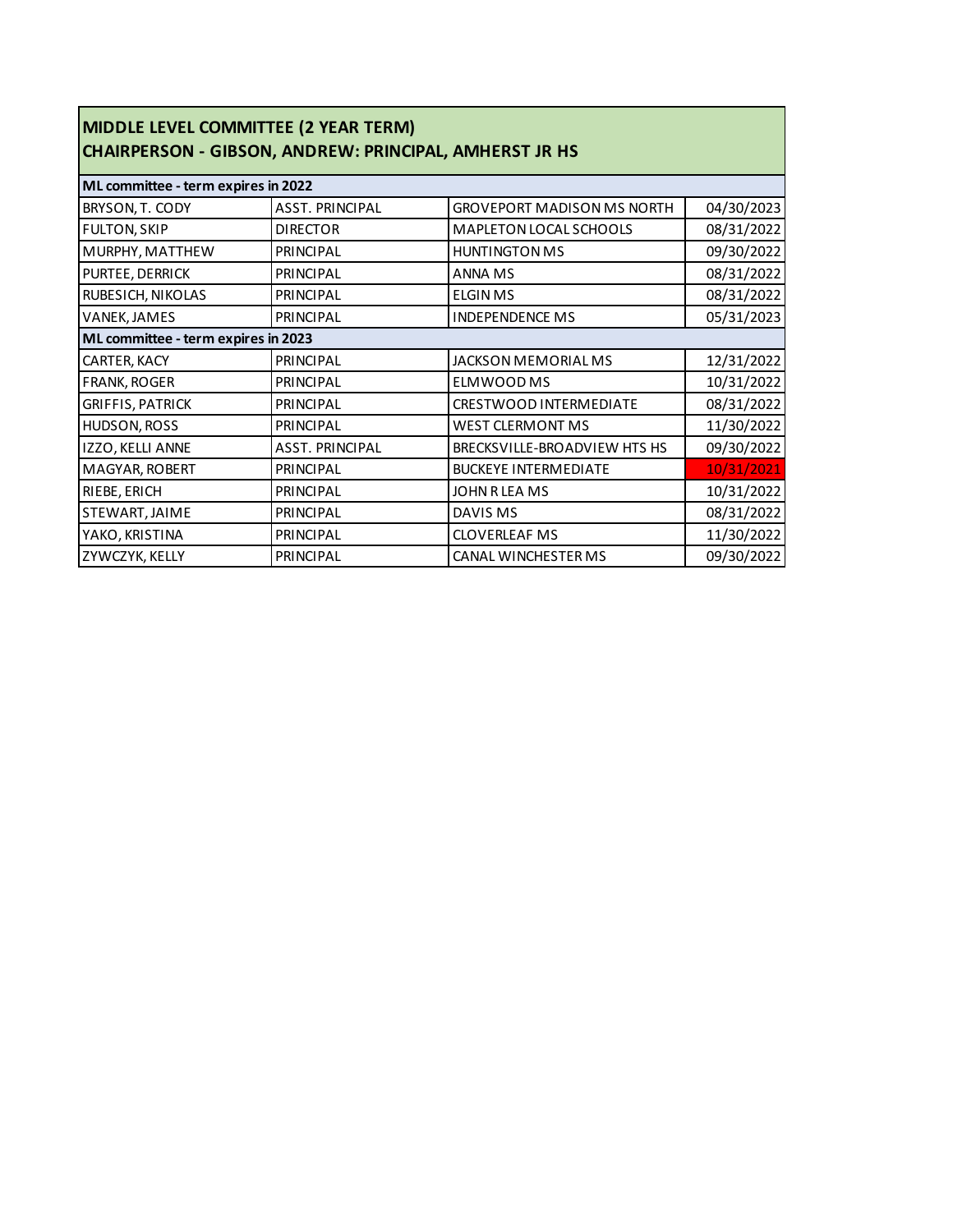| MIDDLE LEVEL COMMITTEE (2 YEAR TERM)<br>CHAIRPERSON - GIBSON, ANDREW: PRINCIPAL, AMHERST JR HS | | | |
|---|---|---|---|
| **ML committee - term expires in 2022** | | | |
| BRYSON, T. CODY | ASST. PRINCIPAL | GROVEPORT MADISON MS NORTH | 04/30/2023 |
| FULTON, SKIP | DIRECTOR | MAPLETON LOCAL SCHOOLS | 08/31/2022 |
| MURPHY, MATTHEW | PRINCIPAL | HUNTINGTON MS | 09/30/2022 |
| PURTEE, DERRICK | PRINCIPAL | ANNA MS | 08/31/2022 |
| RUBESICH, NIKOLAS | PRINCIPAL | ELGIN MS | 08/31/2022 |
| VANEK, JAMES | PRINCIPAL | INDEPENDENCE MS | 05/31/2023 |
| **ML committee - term expires in 2023** | | | |
| CARTER, KACY | PRINCIPAL | JACKSON MEMORIAL MS | 12/31/2022 |
| FRANK, ROGER | PRINCIPAL | ELMWOOD MS | 10/31/2022 |
| GRIFFIS, PATRICK | PRINCIPAL | CRESTWOOD INTERMEDIATE | 08/31/2022 |
| HUDSON, ROSS | PRINCIPAL | WEST CLERMONT MS | 11/30/2022 |
| IZZO, KELLI ANNE | ASST. PRINCIPAL | BRECKSVILLE-BROADVIEW HTS HS | 09/30/2022 |
| MAGYAR, ROBERT | PRINCIPAL | BUCKEYE INTERMEDIATE | 10/31/2021 |
| RIEBE, ERICH | PRINCIPAL | JOHN R LEA MS | 10/31/2022 |
| STEWART, JAIME | PRINCIPAL | DAVIS MS | 08/31/2022 |
| YAKO, KRISTINA | PRINCIPAL | CLOVERLEAF MS | 11/30/2022 |
| ZYWCZYK, KELLY | PRINCIPAL | CANAL WINCHESTER MS | 09/30/2022 |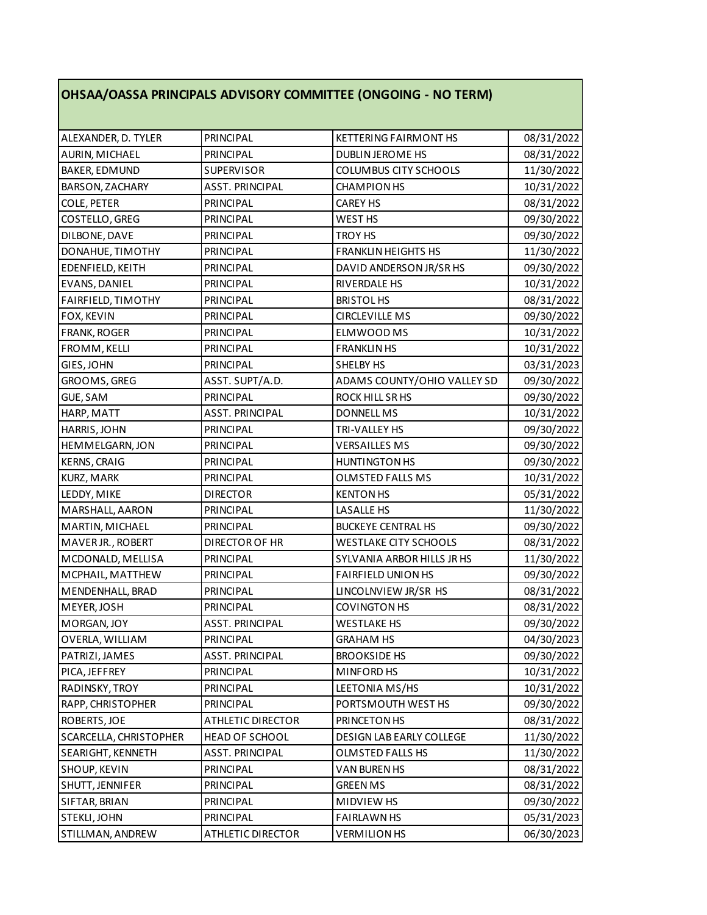| OHSAA/OASSA PRINCIPALS ADVISORY COMMITTEE (ONGOING - NO TERM) | | | |
|---|---|---|---|
| ALEXANDER, D. TYLER | PRINCIPAL | KETTERING FAIRMONT HS | 08/31/2022 |
| AURIN, MICHAEL | PRINCIPAL | DUBLIN JEROME HS | 08/31/2022 |
| BAKER, EDMUND | SUPERVISOR | COLUMBUS CITY SCHOOLS | 11/30/2022 |
| BARSON, ZACHARY | ASST. PRINCIPAL | CHAMPION HS | 10/31/2022 |
| COLE, PETER | PRINCIPAL | CAREY HS | 08/31/2022 |
| COSTELLO, GREG | PRINCIPAL | WEST HS | 09/30/2022 |
| DILBONE, DAVE | PRINCIPAL | TROY HS | 09/30/2022 |
| DONAHUE, TIMOTHY | PRINCIPAL | FRANKLIN HEIGHTS HS | 11/30/2022 |
| EDENFIELD, KEITH | PRINCIPAL | DAVID ANDERSON JR/SR HS | 09/30/2022 |
| EVANS, DANIEL | PRINCIPAL | RIVERDALE HS | 10/31/2022 |
| FAIRFIELD, TIMOTHY | PRINCIPAL | BRISTOL HS | 08/31/2022 |
| FOX, KEVIN | PRINCIPAL | CIRCLEVILLE MS | 09/30/2022 |
| FRANK, ROGER | PRINCIPAL | ELMWOOD MS | 10/31/2022 |
| FROMM, KELLI | PRINCIPAL | FRANKLIN HS | 10/31/2022 |
| GIES, JOHN | PRINCIPAL | SHELBY HS | 03/31/2023 |
| GROOMS, GREG | ASST. SUPT/A.D. | ADAMS COUNTY/OHIO VALLEY SD | 09/30/2022 |
| GUE, SAM | PRINCIPAL | ROCK HILL SR HS | 09/30/2022 |
| HARP, MATT | ASST. PRINCIPAL | DONNELL MS | 10/31/2022 |
| HARRIS, JOHN | PRINCIPAL | TRI-VALLEY HS | 09/30/2022 |
| HEMMELGARN, JON | PRINCIPAL | VERSAILLES MS | 09/30/2022 |
| KERNS, CRAIG | PRINCIPAL | HUNTINGTON HS | 09/30/2022 |
| KURZ, MARK | PRINCIPAL | OLMSTED FALLS MS | 10/31/2022 |
| LEDDY, MIKE | DIRECTOR | KENTON HS | 05/31/2022 |
| MARSHALL, AARON | PRINCIPAL | LASALLE HS | 11/30/2022 |
| MARTIN, MICHAEL | PRINCIPAL | BUCKEYE CENTRAL HS | 09/30/2022 |
| MAVER JR., ROBERT | DIRECTOR OF HR | WESTLAKE CITY SCHOOLS | 08/31/2022 |
| MCDONALD, MELLISA | PRINCIPAL | SYLVANIA ARBOR HILLS JR HS | 11/30/2022 |
| MCPHAIL, MATTHEW | PRINCIPAL | FAIRFIELD UNION HS | 09/30/2022 |
| MENDENHALL, BRAD | PRINCIPAL | LINCOLNVIEW JR/SR HS | 08/31/2022 |
| MEYER, JOSH | PRINCIPAL | COVINGTON HS | 08/31/2022 |
| MORGAN, JOY | ASST. PRINCIPAL | WESTLAKE HS | 09/30/2022 |
| OVERLA, WILLIAM | PRINCIPAL | GRAHAM HS | 04/30/2023 |
| PATRIZI, JAMES | ASST. PRINCIPAL | BROOKSIDE HS | 09/30/2022 |
| PICA, JEFFREY | PRINCIPAL | MINFORD HS | 10/31/2022 |
| RADINSKY, TROY | PRINCIPAL | LEETONIA MS/HS | 10/31/2022 |
| RAPP, CHRISTOPHER | PRINCIPAL | PORTSMOUTH WEST HS | 09/30/2022 |
| ROBERTS, JOE | ATHLETIC DIRECTOR | PRINCETON HS | 08/31/2022 |
| SCARCELLA, CHRISTOPHER | HEAD OF SCHOOL | DESIGN LAB EARLY COLLEGE | 11/30/2022 |
| SEARIGHT, KENNETH | ASST. PRINCIPAL | OLMSTED FALLS HS | 11/30/2022 |
| SHOUP, KEVIN | PRINCIPAL | VAN BUREN HS | 08/31/2022 |
| SHUTT, JENNIFER | PRINCIPAL | GREEN MS | 08/31/2022 |
| SIFTAR, BRIAN | PRINCIPAL | MIDVIEW HS | 09/30/2022 |
| STEKLI, JOHN | PRINCIPAL | FAIRLAWN HS | 05/31/2023 |
| STILLMAN, ANDREW | ATHLETIC DIRECTOR | VERMILION HS | 06/30/2023 |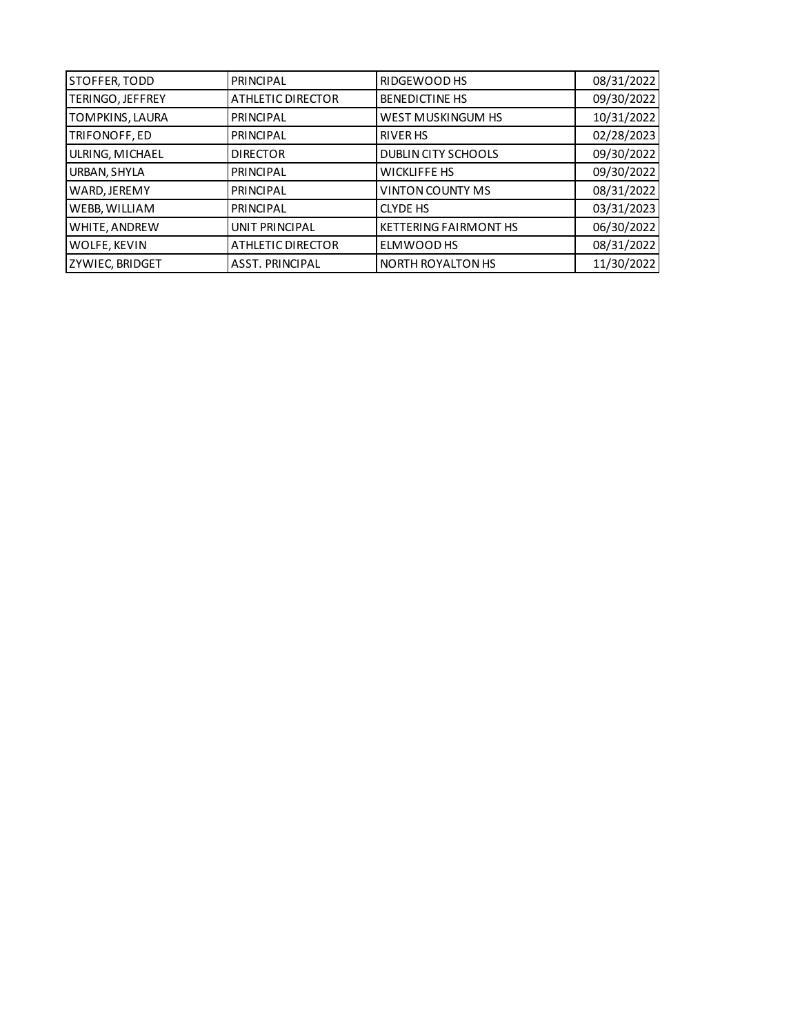| STOFFER, TODD | PRINCIPAL | RIDGEWOOD HS | 08/31/2022 |
|---|---|---|---|
| TERINGO, JEFFREY | ATHLETIC DIRECTOR | BENEDICTINE HS | 09/30/2022 |
| TOMPKINS, LAURA | PRINCIPAL | WEST MUSKINGUM HS | 10/31/2022 |
| TRIFONOFF, ED | PRINCIPAL | RIVER HS | 02/28/2023 |
| ULRING, MICHAEL | DIRECTOR | DUBLIN CITY SCHOOLS | 09/30/2022 |
| URBAN, SHYLA | PRINCIPAL | WICKLIFFE HS | 09/30/2022 |
| WARD, JEREMY | PRINCIPAL | VINTON COUNTY MS | 08/31/2022 |
| WEBB, WILLIAM | PRINCIPAL | CLYDE HS | 03/31/2023 |
| WHITE, ANDREW | UNIT PRINCIPAL | KETTERING FAIRMONT HS | 06/30/2022 |
| WOLFE, KEVIN | ATHLETIC DIRECTOR | ELMWOOD HS | 08/31/2022 |
| ZYWIEC, BRIDGET | ASST. PRINCIPAL | NORTH ROYALTON HS | 11/30/2022 |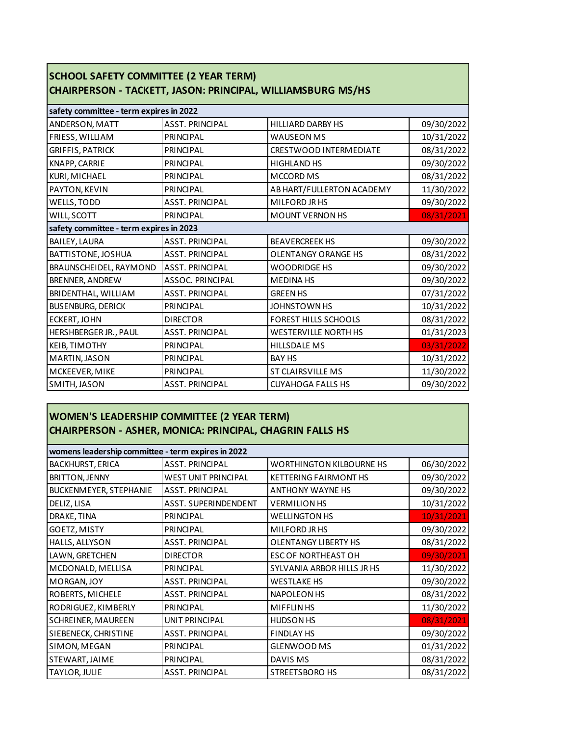## SCHOOL SAFETY COMMITTEE (2 YEAR TERM)
## CHAIRPERSON - TACKETT, JASON: PRINCIPAL, WILLIAMSBURG MS/HS

| safety committee - term expires in 2022 | | | |
|---|---|---|---|
| ANDERSON, MATT | ASST. PRINCIPAL | HILLIARD DARBY HS | 09/30/2022 |
| FRIESS, WILLIAM | PRINCIPAL | WAUSEON MS | 10/31/2022 |
| GRIFFIS, PATRICK | PRINCIPAL | CRESTWOOD INTERMEDIATE | 08/31/2022 |
| KNAPP, CARRIE | PRINCIPAL | HIGHLAND HS | 09/30/2022 |
| KURI, MICHAEL | PRINCIPAL | MCCORD MS | 08/31/2022 |
| PAYTON, KEVIN | PRINCIPAL | AB HART/FULLERTON ACADEMY | 11/30/2022 |
| WELLS, TODD | ASST. PRINCIPAL | MILFORD JR HS | 09/30/2022 |
| WILL, SCOTT | PRINCIPAL | MOUNT VERNON HS | 08/31/2021 |
| **safety committee - term expires in 2023** | | | |
| BAILEY, LAURA | ASST. PRINCIPAL | BEAVERCREEK HS | 09/30/2022 |
| BATTISTONE, JOSHUA | ASST. PRINCIPAL | OLENTANGY ORANGE HS | 08/31/2022 |
| BRAUNSCHEIDEL, RAYMOND | ASST. PRINCIPAL | WOODRIDGE HS | 09/30/2022 |
| BRENNER, ANDREW | ASSOC. PRINCIPAL | MEDINA HS | 09/30/2022 |
| BRIDENTHAL, WILLIAM | ASST. PRINCIPAL | GREEN HS | 07/31/2022 |
| BUSENBURG, DERICK | PRINCIPAL | JOHNSTOWN HS | 10/31/2022 |
| ECKERT, JOHN | DIRECTOR | FOREST HILLS SCHOOLS | 08/31/2022 |
| HERSHBERGER JR., PAUL | ASST. PRINCIPAL | WESTERVILLE NORTH HS | 01/31/2023 |
| KEIB, TIMOTHY | PRINCIPAL | HILLSDALE MS | 03/31/2022 |
| MARTIN, JASON | PRINCIPAL | BAY HS | 10/31/2022 |
| MCKEEVER, MIKE | PRINCIPAL | ST CLAIRSVILLE MS | 11/30/2022 |
| SMITH, JASON | ASST. PRINCIPAL | CUYAHOGA FALLS HS | 09/30/2022 |

## WOMEN'S LEADERSHIP COMMITTEE (2 YEAR TERM)
## CHAIRPERSON - ASHER, MONICA: PRINCIPAL, CHAGRIN FALLS HS

| womens leadership committee - term expires in 2022 | | | |
|---|---|---|---|
| BACKHURST, ERICA | ASST. PRINCIPAL | WORTHINGTON KILBOURNE HS | 06/30/2022 |
| BRITTON, JENNY | WEST UNIT PRINCIPAL | KETTERING FAIRMONT HS | 09/30/2022 |
| BUCKENMEYER, STEPHANIE | ASST. PRINCIPAL | ANTHONY WAYNE HS | 09/30/2022 |
| DELIZ, LISA | ASST. SUPERINDENDENT | VERMILION HS | 10/31/2022 |
| DRAKE, TINA | PRINCIPAL | WELLINGTON HS | 10/31/2021 |
| GOETZ, MISTY | PRINCIPAL | MILFORD JR HS | 09/30/2022 |
| HALLS, ALLYSON | ASST. PRINCIPAL | OLENTANGY LIBERTY HS | 08/31/2022 |
| LAWN, GRETCHEN | DIRECTOR | ESC OF NORTHEAST OH | 09/30/2021 |
| MCDONALD, MELLISA | PRINCIPAL | SYLVANIA ARBOR HILLS JR HS | 11/30/2022 |
| MORGAN, JOY | ASST. PRINCIPAL | WESTLAKE HS | 09/30/2022 |
| ROBERTS, MICHELE | ASST. PRINCIPAL | NAPOLEON HS | 08/31/2022 |
| RODRIGUEZ, KIMBERLY | PRINCIPAL | MIFFLIN HS | 11/30/2022 |
| SCHREINER, MAUREEN | UNIT PRINCIPAL | HUDSON HS | 08/31/2021 |
| SIEBENECK, CHRISTINE | ASST. PRINCIPAL | FINDLAY HS | 09/30/2022 |
| SIMON, MEGAN | PRINCIPAL | GLENWOOD MS | 01/31/2022 |
| STEWART, JAIME | PRINCIPAL | DAVIS MS | 08/31/2022 |
| TAYLOR, JULIE | ASST. PRINCIPAL | STREETSBORO HS | 08/31/2022 |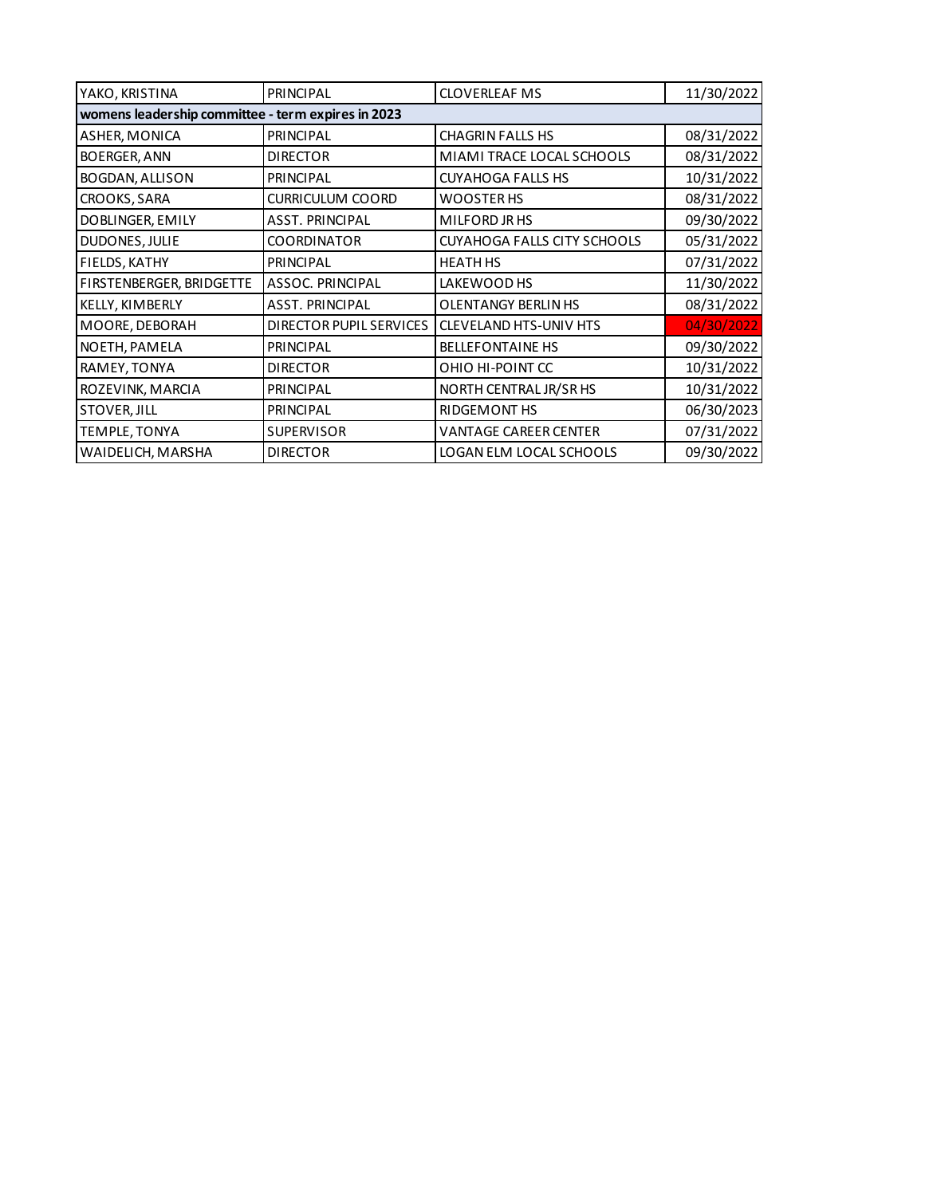| | | | |
|---|---|---|---|
| YAKO, KRISTINA | PRINCIPAL | CLOVERLEAF MS | 11/30/2022 |
| **womens leadership committee - term expires in 2023** | | | |
| ASHER, MONICA | PRINCIPAL | CHAGRIN FALLS HS | 08/31/2022 |
| BOERGER, ANN | DIRECTOR | MIAMI TRACE LOCAL SCHOOLS | 08/31/2022 |
| BOGDAN, ALLISON | PRINCIPAL | CUYAHOGA FALLS HS | 10/31/2022 |
| CROOKS, SARA | CURRICULUM COORD | WOOSTER HS | 08/31/2022 |
| DOBLINGER, EMILY | ASST. PRINCIPAL | MILFORD JR HS | 09/30/2022 |
| DUDONES, JULIE | COORDINATOR | CUYAHOGA FALLS CITY SCHOOLS | 05/31/2022 |
| FIELDS, KATHY | PRINCIPAL | HEATH HS | 07/31/2022 |
| FIRSTENBERGER, BRIDGETTE | ASSOC. PRINCIPAL | LAKEWOOD HS | 11/30/2022 |
| KELLY, KIMBERLY | ASST. PRINCIPAL | OLENTANGY BERLIN HS | 08/31/2022 |
| MOORE, DEBORAH | DIRECTOR PUPIL SERVICES | CLEVELAND HTS-UNIV HTS | 04/30/2022 |
| NOETH, PAMELA | PRINCIPAL | BELLEFONTAINE HS | 09/30/2022 |
| RAMEY, TONYA | DIRECTOR | OHIO HI-POINT CC | 10/31/2022 |
| ROZEVINK, MARCIA | PRINCIPAL | NORTH CENTRAL JR/SR HS | 10/31/2022 |
| STOVER, JILL | PRINCIPAL | RIDGEMONT HS | 06/30/2023 |
| TEMPLE, TONYA | SUPERVISOR | VANTAGE CAREER CENTER | 07/31/2022 |
| WAIDELICH, MARSHA | DIRECTOR | LOGAN ELM LOCAL SCHOOLS | 09/30/2022 |